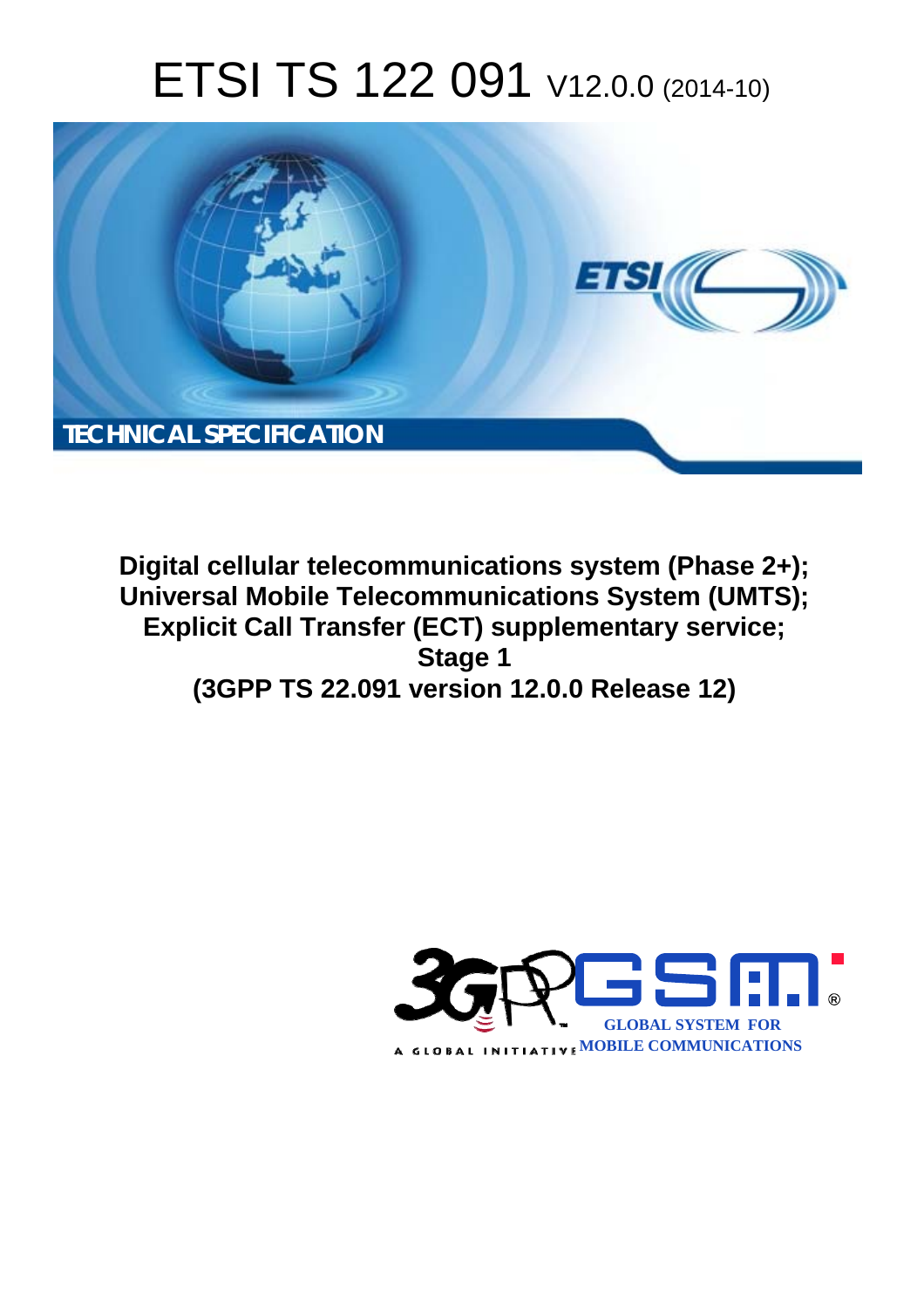# ETSI TS 122 091 V12.0.0 (2014-10)

TECHNICAL SPECIFICATION

**Digital cellular telecommunications system (Phase 2+); Universal Mobile Telecommunications System (UMTS); Explicit Call Transfer (ECT) supplementary service; Stage 1 (3GPP TS 22.091 version 12.0.0 Release 12)**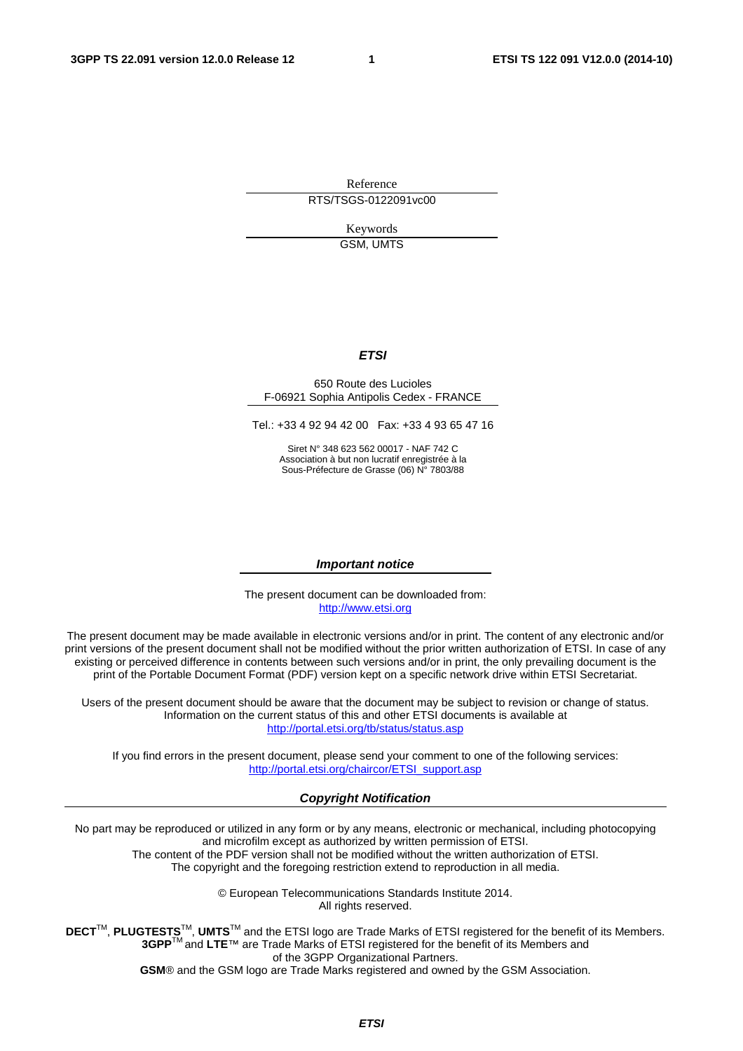Reference

RTS/TSGS-0122091vc00

Keywords

GSM, UMTS

***ETSI***

650 Route des Lucioles
F-06921 Sophia Antipolis Cedex - FRANCE

Tel.: +33 4 92 94 42 00 Fax: +33 4 93 65 47 16

Siret N° 348 623 562 00017 - NAF 742 C
Association à but non lucratif enregistrée à la
Sous-Préfecture de Grasse (06) N° 7803/88

***Important notice***

The present document can be downloaded from:
http://www.etsi.org

The present document may be made available in electronic versions and/or in print. The content of any electronic and/or print versions of the present document shall not be modified without the prior written authorization of ETSI. In case of any existing or perceived difference in contents between such versions and/or in print, the only prevailing document is the print of the Portable Document Format (PDF) version kept on a specific network drive within ETSI Secretariat.

Users of the present document should be aware that the document may be subject to revision or change of status. Information on the current status of this and other ETSI documents is available at
http://portal.etsi.org/tb/status/status.asp

If you find errors in the present document, please send your comment to one of the following services:
http://portal.etsi.org/chaircor/ETSI_support.asp

***Copyright Notification***

No part may be reproduced or utilized in any form or by any means, electronic or mechanical, including photocopying and microfilm except as authorized by written permission of ETSI.
The content of the PDF version shall not be modified without the written authorization of ETSI.
The copyright and the foregoing restriction extend to reproduction in all media.

© European Telecommunications Standards Institute 2014.
All rights reserved.

**DECT**™, **PLUGTESTS**™, **UMTS**™ and the ETSI logo are Trade Marks of ETSI registered for the benefit of its Members.
**3GPP**™ and **LTE**™ are Trade Marks of ETSI registered for the benefit of its Members and of the 3GPP Organizational Partners.
**GSM**® and the GSM logo are Trade Marks registered and owned by the GSM Association.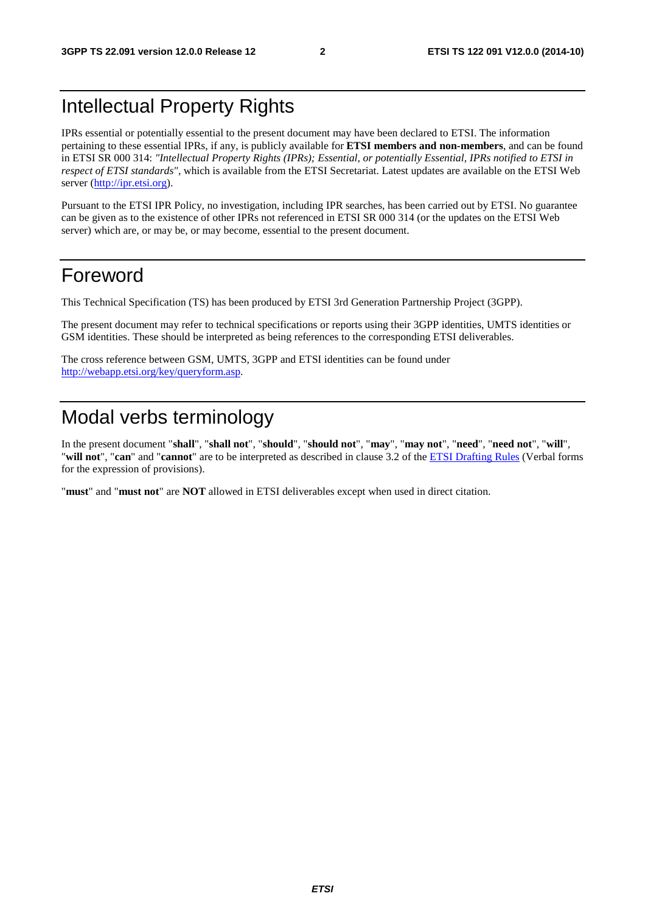# Intellectual Property Rights

IPRs essential or potentially essential to the present document may have been declared to ETSI. The information pertaining to these essential IPRs, if any, is publicly available for **ETSI members and non-members**, and can be found in ETSI SR 000 314: *"Intellectual Property Rights (IPRs); Essential, or potentially Essential, IPRs notified to ETSI in respect of ETSI standards"*, which is available from the ETSI Secretariat. Latest updates are available on the ETSI Web server (http://ipr.etsi.org).

Pursuant to the ETSI IPR Policy, no investigation, including IPR searches, has been carried out by ETSI. No guarantee can be given as to the existence of other IPRs not referenced in ETSI SR 000 314 (or the updates on the ETSI Web server) which are, or may be, or may become, essential to the present document.

# Foreword

This Technical Specification (TS) has been produced by ETSI 3rd Generation Partnership Project (3GPP).

The present document may refer to technical specifications or reports using their 3GPP identities, UMTS identities or GSM identities. These should be interpreted as being references to the corresponding ETSI deliverables.

The cross reference between GSM, UMTS, 3GPP and ETSI identities can be found under http://webapp.etsi.org/key/queryform.asp.

# Modal verbs terminology

In the present document "**shall**", "**shall not**", "**should**", "**should not**", "**may**", "**may not**", "**need**", "**need not**", "**will**", "**will not**", "**can**" and "**cannot**" are to be interpreted as described in clause 3.2 of the ETSI Drafting Rules (Verbal forms for the expression of provisions).

"**must**" and "**must not**" are **NOT** allowed in ETSI deliverables except when used in direct citation.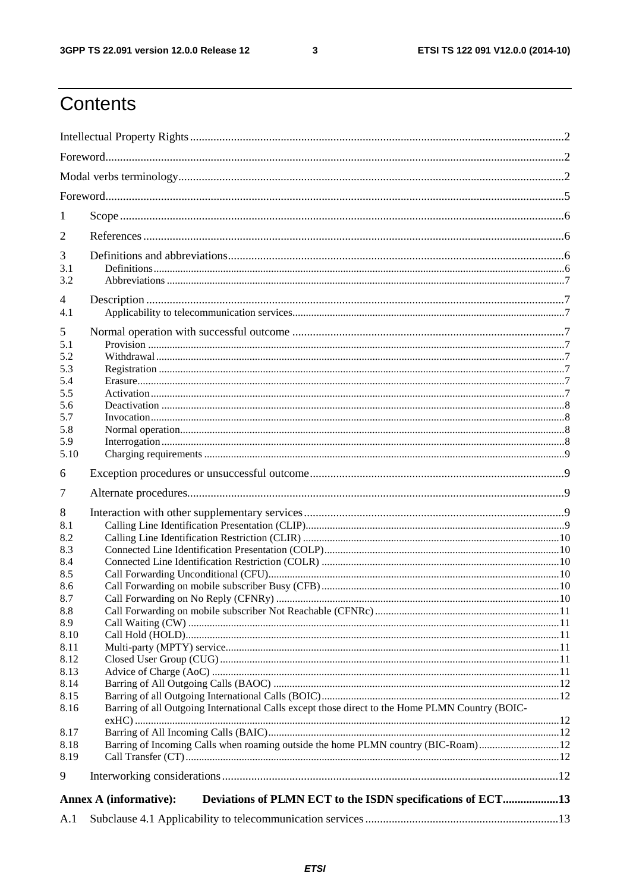# Contents

Intellectual Property Rights ..... 2

Foreword ..... 2

Modal verbs terminology ..... 2

Foreword ..... 5

1 Scope ..... 6

2 References ..... 6

3 Definitions and abbreviations ..... 6

3.1 Definitions ..... 6

3.2 Abbreviations ..... 7

4 Description ..... 7

4.1 Applicability to telecommunication services ..... 7

5 Normal operation with successful outcome ..... 7

5.1 Provision ..... 7

5.2 Withdrawal ..... 7

5.3 Registration ..... 7

5.4 Erasure ..... 7

5.5 Activation ..... 7

5.6 Deactivation ..... 8

5.7 Invocation ..... 8

5.8 Normal operation ..... 8

5.9 Interrogation ..... 8

5.10 Charging requirements ..... 9

6 Exception procedures or unsuccessful outcome ..... 9

7 Alternate procedures ..... 9

8 Interaction with other supplementary services ..... 9

8.1 Calling Line Identification Presentation (CLIP) ..... 9

8.2 Calling Line Identification Restriction (CLIR) ..... 10

8.3 Connected Line Identification Presentation (COLP) ..... 10

8.4 Connected Line Identification Restriction (COLR) ..... 10

8.5 Call Forwarding Unconditional (CFU) ..... 10

8.6 Call Forwarding on mobile subscriber Busy (CFB) ..... 10

8.7 Call Forwarding on No Reply (CFNRy) ..... 10

8.8 Call Forwarding on mobile subscriber Not Reachable (CFNRc) ..... 11

8.9 Call Waiting (CW) ..... 11

8.10 Call Hold (HOLD) ..... 11

8.11 Multi-party (MPTY) service ..... 11

8.12 Closed User Group (CUG) ..... 11

8.13 Advice of Charge (AoC) ..... 11

8.14 Barring of All Outgoing Calls (BAOC) ..... 12

8.15 Barring of all Outgoing International Calls (BOIC) ..... 12

8.16 Barring of all Outgoing International Calls except those direct to the Home PLMN Country (BOIC-exHC) ..... 12

8.17 Barring of All Incoming Calls (BAIC) ..... 12

8.18 Barring of Incoming Calls when roaming outside the home PLMN country (BIC-Roam) ..... 12

8.19 Call Transfer (CT) ..... 12

9 Interworking considerations ..... 12

**Annex A (informative): Deviations of PLMN ECT to the ISDN specifications of ECT ..... 13**

A.1 Subclause 4.1 Applicability to telecommunication services ..... 13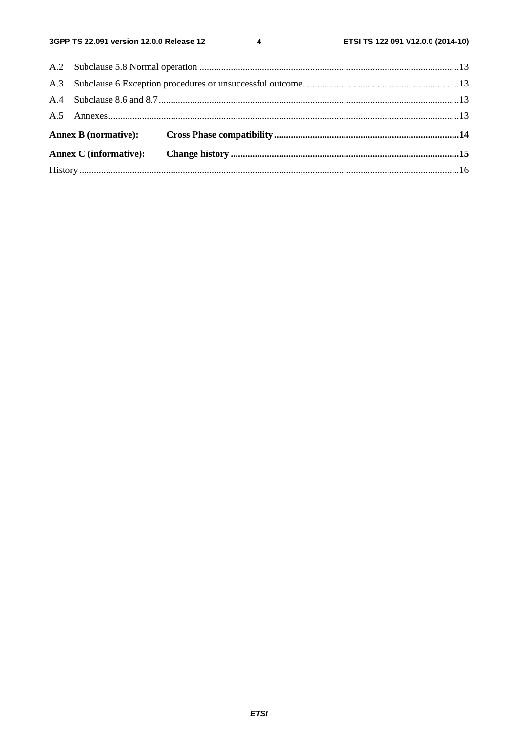A.2 Subclause 5.8 Normal operation ..........................................................................................................13

A.3 Subclause 6 Exception procedures or unsuccessful outcome.................................................................13

A.4 Subclause 8.6 and 8.7...........................................................................................................................13

A.5 Annexes................................................................................................................................................13

**Annex B (normative): Cross Phase compatibility............................................................................14**

**Annex C (informative): Change history ..............................................................................................15**

History...........................................................................................................................................................16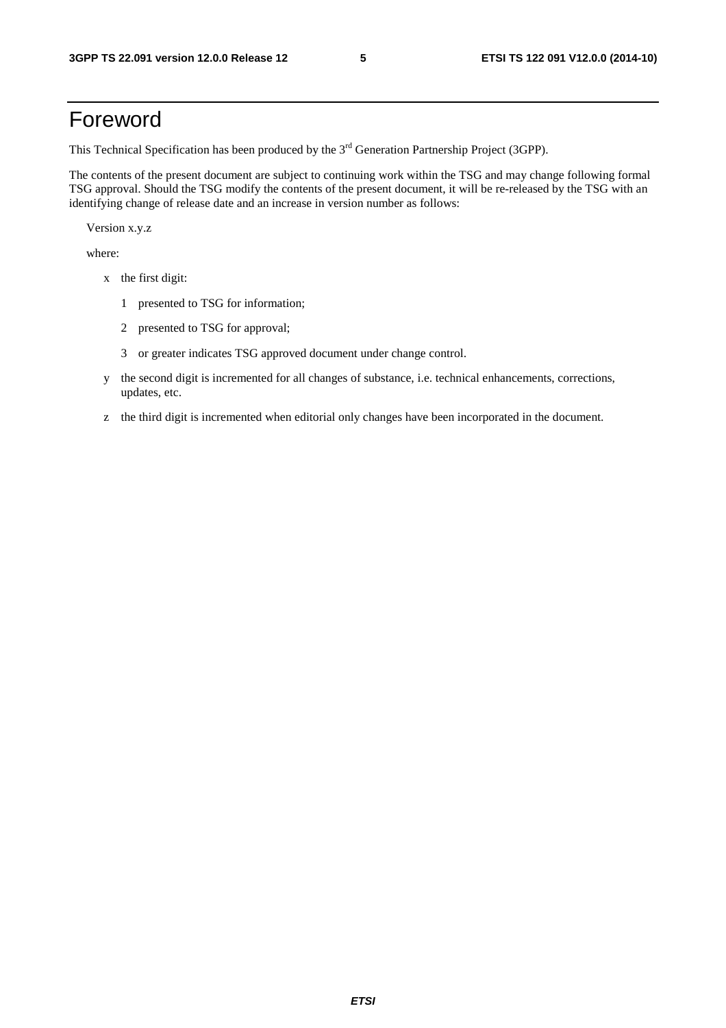# Foreword

This Technical Specification has been produced by the 3rd Generation Partnership Project (3GPP).

The contents of the present document are subject to continuing work within the TSG and may change following formal TSG approval. Should the TSG modify the contents of the present document, it will be re-released by the TSG with an identifying change of release date and an increase in version number as follows:

Version x.y.z

where:

- x the first digit:
  - 1 presented to TSG for information;
  - 2 presented to TSG for approval;
  - 3 or greater indicates TSG approved document under change control.
- y the second digit is incremented for all changes of substance, i.e. technical enhancements, corrections, updates, etc.
- z the third digit is incremented when editorial only changes have been incorporated in the document.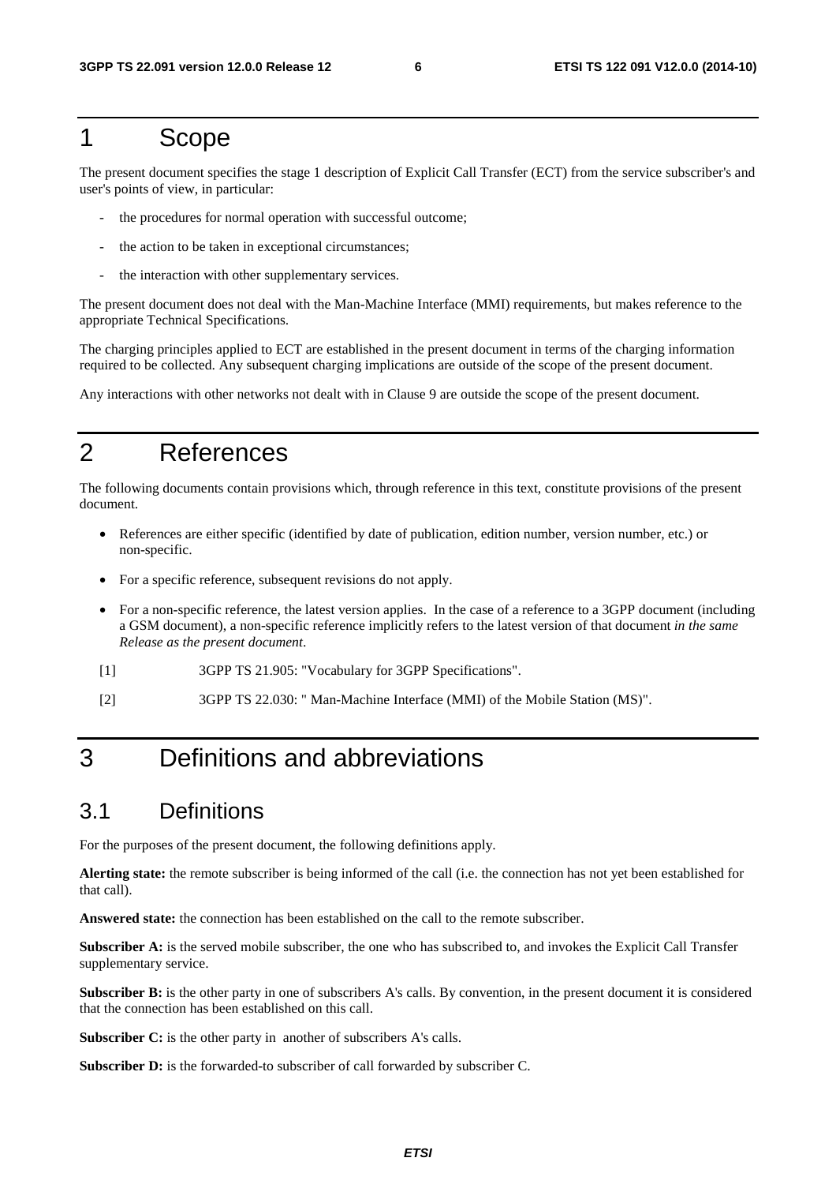# 1 Scope

The present document specifies the stage 1 description of Explicit Call Transfer (ECT) from the service subscriber's and user's points of view, in particular:

- the procedures for normal operation with successful outcome;
- the action to be taken in exceptional circumstances;
- the interaction with other supplementary services.

The present document does not deal with the Man-Machine Interface (MMI) requirements, but makes reference to the appropriate Technical Specifications.

The charging principles applied to ECT are established in the present document in terms of the charging information required to be collected. Any subsequent charging implications are outside of the scope of the present document.

Any interactions with other networks not dealt with in Clause 9 are outside the scope of the present document.

# 2 References

The following documents contain provisions which, through reference in this text, constitute provisions of the present document.

- References are either specific (identified by date of publication, edition number, version number, etc.) or non-specific.
- For a specific reference, subsequent revisions do not apply.
- For a non-specific reference, the latest version applies. In the case of a reference to a 3GPP document (including a GSM document), a non-specific reference implicitly refers to the latest version of that document *in the same Release as the present document*.

[1] 3GPP TS 21.905: "Vocabulary for 3GPP Specifications".

[2] 3GPP TS 22.030: " Man-Machine Interface (MMI) of the Mobile Station (MS)".

# 3 Definitions and abbreviations

## 3.1 Definitions

For the purposes of the present document, the following definitions apply.

**Alerting state:** the remote subscriber is being informed of the call (i.e. the connection has not yet been established for that call).

**Answered state:** the connection has been established on the call to the remote subscriber.

**Subscriber A:** is the served mobile subscriber, the one who has subscribed to, and invokes the Explicit Call Transfer supplementary service.

**Subscriber B:** is the other party in one of subscribers A's calls. By convention, in the present document it is considered that the connection has been established on this call.

**Subscriber C:** is the other party in another of subscribers A's calls.

**Subscriber D:** is the forwarded-to subscriber of call forwarded by subscriber C.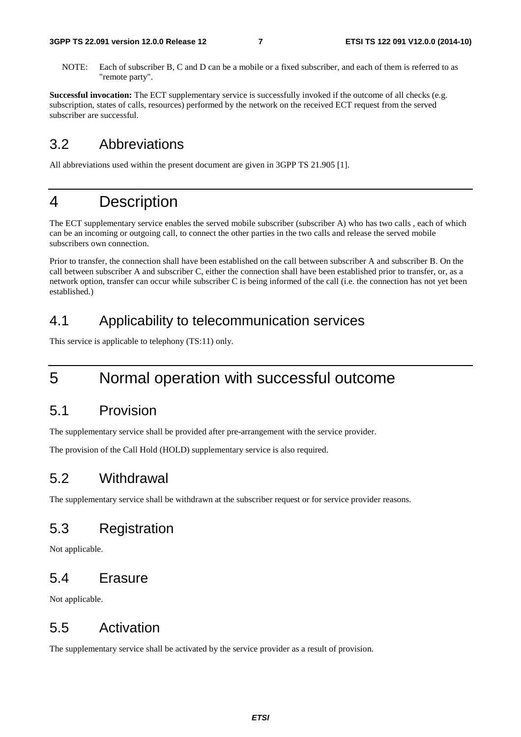NOTE: Each of subscriber B, C and D can be a mobile or a fixed subscriber, and each of them is referred to as "remote party".

**Successful invocation:** The ECT supplementary service is successfully invoked if the outcome of all checks (e.g. subscription, states of calls, resources) performed by the network on the received ECT request from the served subscriber are successful.

## 3.2 Abbreviations

All abbreviations used within the present document are given in 3GPP TS 21.905 [1].

# 4 Description

The ECT supplementary service enables the served mobile subscriber (subscriber A) who has two calls , each of which can be an incoming or outgoing call, to connect the other parties in the two calls and release the served mobile subscribers own connection.

Prior to transfer, the connection shall have been established on the call between subscriber A and subscriber B. On the call between subscriber A and subscriber C, either the connection shall have been established prior to transfer, or, as a network option, transfer can occur while subscriber C is being informed of the call (i.e. the connection has not yet been established.)

## 4.1 Applicability to telecommunication services

This service is applicable to telephony (TS:11) only.

# 5 Normal operation with successful outcome

## 5.1 Provision

The supplementary service shall be provided after pre-arrangement with the service provider.

The provision of the Call Hold (HOLD) supplementary service is also required.

## 5.2 Withdrawal

The supplementary service shall be withdrawn at the subscriber request or for service provider reasons.

## 5.3 Registration

Not applicable.

## 5.4 Erasure

Not applicable.

## 5.5 Activation

The supplementary service shall be activated by the service provider as a result of provision.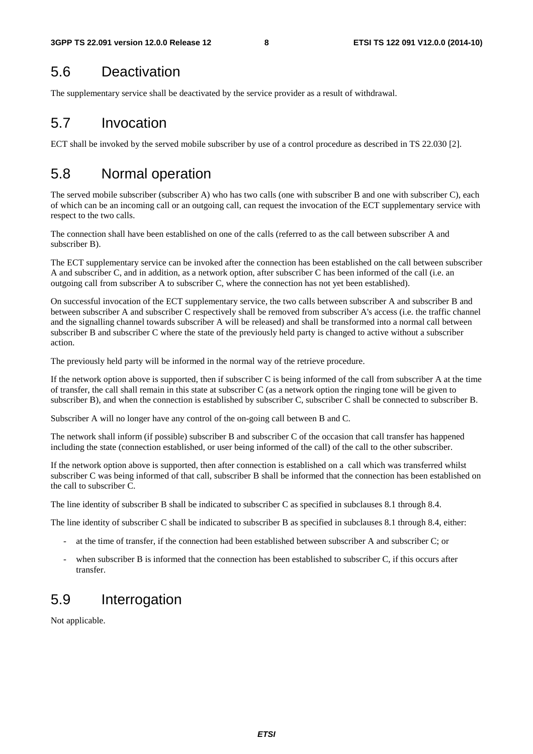## 5.6 Deactivation

The supplementary service shall be deactivated by the service provider as a result of withdrawal.

## 5.7 Invocation

ECT shall be invoked by the served mobile subscriber by use of a control procedure as described in TS 22.030 [2].

## 5.8 Normal operation

The served mobile subscriber (subscriber A) who has two calls (one with subscriber B and one with subscriber C), each of which can be an incoming call or an outgoing call, can request the invocation of the ECT supplementary service with respect to the two calls.

The connection shall have been established on one of the calls (referred to as the call between subscriber A and subscriber B).

The ECT supplementary service can be invoked after the connection has been established on the call between subscriber A and subscriber C, and in addition, as a network option, after subscriber C has been informed of the call (i.e. an outgoing call from subscriber A to subscriber C, where the connection has not yet been established).

On successful invocation of the ECT supplementary service, the two calls between subscriber A and subscriber B and between subscriber A and subscriber C respectively shall be removed from subscriber A's access (i.e. the traffic channel and the signalling channel towards subscriber A will be released) and shall be transformed into a normal call between subscriber B and subscriber C where the state of the previously held party is changed to active without a subscriber action.

The previously held party will be informed in the normal way of the retrieve procedure.

If the network option above is supported, then if subscriber C is being informed of the call from subscriber A at the time of transfer, the call shall remain in this state at subscriber C (as a network option the ringing tone will be given to subscriber B), and when the connection is established by subscriber C, subscriber C shall be connected to subscriber B.

Subscriber A will no longer have any control of the on-going call between B and C.

The network shall inform (if possible) subscriber B and subscriber C of the occasion that call transfer has happened including the state (connection established, or user being informed of the call) of the call to the other subscriber.

If the network option above is supported, then after connection is established on a call which was transferred whilst subscriber C was being informed of that call, subscriber B shall be informed that the connection has been established on the call to subscriber C.

The line identity of subscriber B shall be indicated to subscriber C as specified in subclauses 8.1 through 8.4.

The line identity of subscriber C shall be indicated to subscriber B as specified in subclauses 8.1 through 8.4, either:

- at the time of transfer, if the connection had been established between subscriber A and subscriber C; or
- when subscriber B is informed that the connection has been established to subscriber C, if this occurs after transfer.

## 5.9 Interrogation

Not applicable.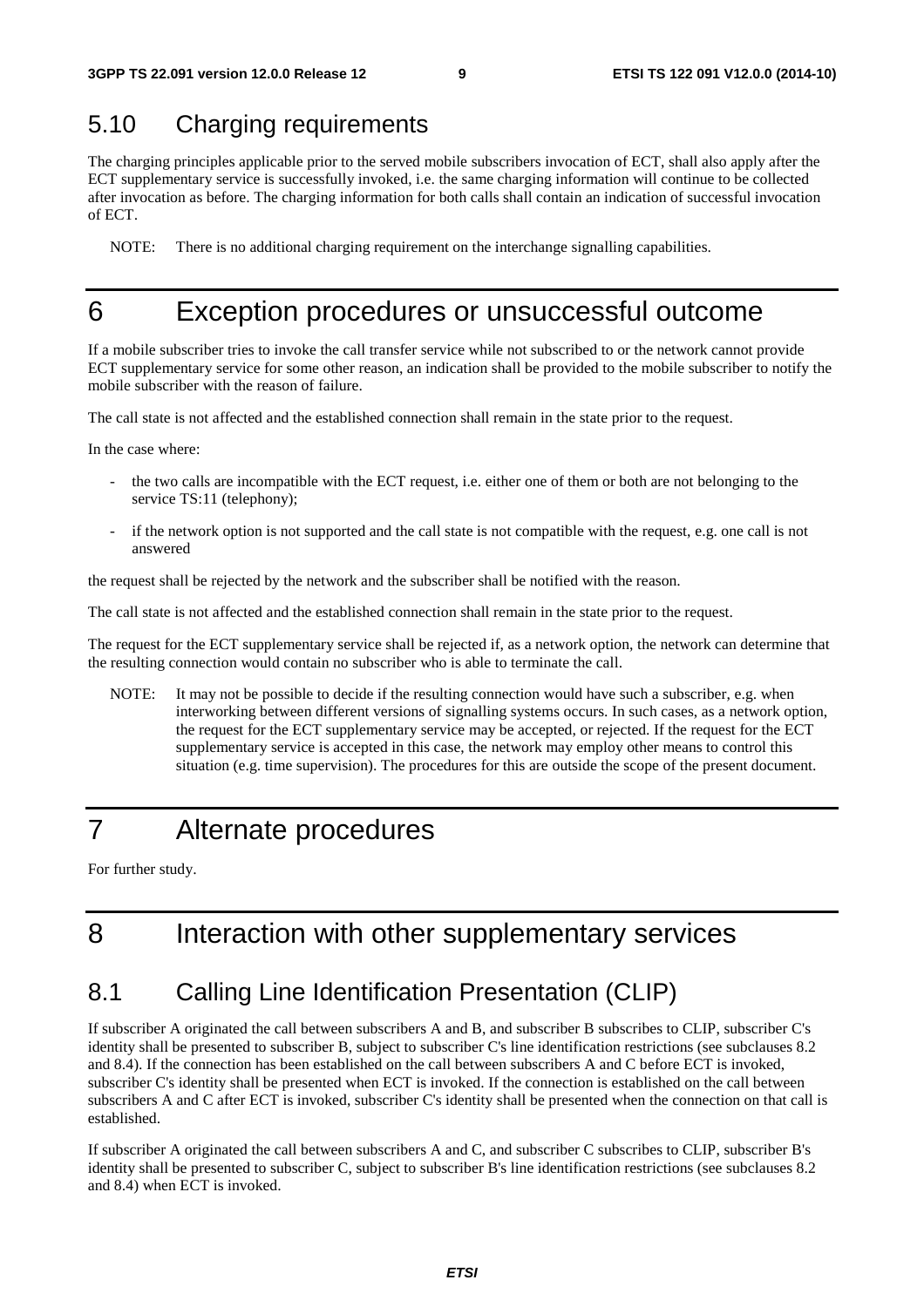## 5.10 Charging requirements

The charging principles applicable prior to the served mobile subscribers invocation of ECT, shall also apply after the ECT supplementary service is successfully invoked, i.e. the same charging information will continue to be collected after invocation as before. The charging information for both calls shall contain an indication of successful invocation of ECT.

NOTE: There is no additional charging requirement on the interchange signalling capabilities.

# 6 Exception procedures or unsuccessful outcome

If a mobile subscriber tries to invoke the call transfer service while not subscribed to or the network cannot provide ECT supplementary service for some other reason, an indication shall be provided to the mobile subscriber to notify the mobile subscriber with the reason of failure.

The call state is not affected and the established connection shall remain in the state prior to the request.

In the case where:

- the two calls are incompatible with the ECT request, i.e. either one of them or both are not belonging to the service TS:11 (telephony);
- if the network option is not supported and the call state is not compatible with the request, e.g. one call is not answered

the request shall be rejected by the network and the subscriber shall be notified with the reason.

The call state is not affected and the established connection shall remain in the state prior to the request.

The request for the ECT supplementary service shall be rejected if, as a network option, the network can determine that the resulting connection would contain no subscriber who is able to terminate the call.

NOTE: It may not be possible to decide if the resulting connection would have such a subscriber, e.g. when interworking between different versions of signalling systems occurs. In such cases, as a network option, the request for the ECT supplementary service may be accepted, or rejected. If the request for the ECT supplementary service is accepted in this case, the network may employ other means to control this situation (e.g. time supervision). The procedures for this are outside the scope of the present document.

# 7 Alternate procedures

For further study.

# 8 Interaction with other supplementary services

## 8.1 Calling Line Identification Presentation (CLIP)

If subscriber A originated the call between subscribers A and B, and subscriber B subscribes to CLIP, subscriber C's identity shall be presented to subscriber B, subject to subscriber C's line identification restrictions (see subclauses 8.2 and 8.4). If the connection has been established on the call between subscribers A and C before ECT is invoked, subscriber C's identity shall be presented when ECT is invoked. If the connection is established on the call between subscribers A and C after ECT is invoked, subscriber C's identity shall be presented when the connection on that call is established.

If subscriber A originated the call between subscribers A and C, and subscriber C subscribes to CLIP, subscriber B's identity shall be presented to subscriber C, subject to subscriber B's line identification restrictions (see subclauses 8.2 and 8.4) when ECT is invoked.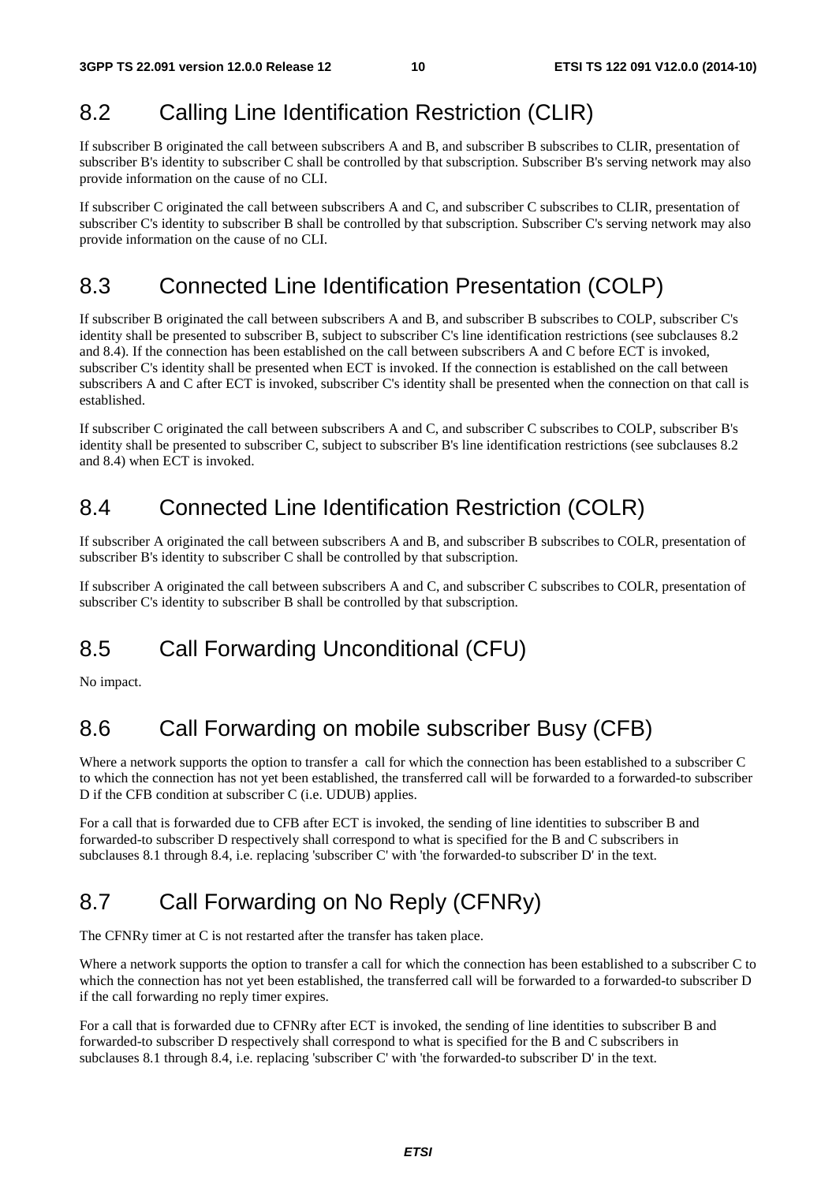## 8.2 Calling Line Identification Restriction (CLIR)

If subscriber B originated the call between subscribers A and B, and subscriber B subscribes to CLIR, presentation of subscriber B's identity to subscriber C shall be controlled by that subscription. Subscriber B's serving network may also provide information on the cause of no CLI.

If subscriber C originated the call between subscribers A and C, and subscriber C subscribes to CLIR, presentation of subscriber C's identity to subscriber B shall be controlled by that subscription. Subscriber C's serving network may also provide information on the cause of no CLI.

## 8.3 Connected Line Identification Presentation (COLP)

If subscriber B originated the call between subscribers A and B, and subscriber B subscribes to COLP, subscriber C's identity shall be presented to subscriber B, subject to subscriber C's line identification restrictions (see subclauses 8.2 and 8.4). If the connection has been established on the call between subscribers A and C before ECT is invoked, subscriber C's identity shall be presented when ECT is invoked. If the connection is established on the call between subscribers A and C after ECT is invoked, subscriber C's identity shall be presented when the connection on that call is established.

If subscriber C originated the call between subscribers A and C, and subscriber C subscribes to COLP, subscriber B's identity shall be presented to subscriber C, subject to subscriber B's line identification restrictions (see subclauses 8.2 and 8.4) when ECT is invoked.

## 8.4 Connected Line Identification Restriction (COLR)

If subscriber A originated the call between subscribers A and B, and subscriber B subscribes to COLR, presentation of subscriber B's identity to subscriber C shall be controlled by that subscription.

If subscriber A originated the call between subscribers A and C, and subscriber C subscribes to COLR, presentation of subscriber C's identity to subscriber B shall be controlled by that subscription.

## 8.5 Call Forwarding Unconditional (CFU)

No impact.

## 8.6 Call Forwarding on mobile subscriber Busy (CFB)

Where a network supports the option to transfer a call for which the connection has been established to a subscriber C to which the connection has not yet been established, the transferred call will be forwarded to a forwarded-to subscriber D if the CFB condition at subscriber C (i.e. UDUB) applies.

For a call that is forwarded due to CFB after ECT is invoked, the sending of line identities to subscriber B and forwarded-to subscriber D respectively shall correspond to what is specified for the B and C subscribers in subclauses 8.1 through 8.4, i.e. replacing 'subscriber C' with 'the forwarded-to subscriber D' in the text.

## 8.7 Call Forwarding on No Reply (CFNRy)

The CFNRy timer at C is not restarted after the transfer has taken place.

Where a network supports the option to transfer a call for which the connection has been established to a subscriber C to which the connection has not yet been established, the transferred call will be forwarded to a forwarded-to subscriber D if the call forwarding no reply timer expires.

For a call that is forwarded due to CFNRy after ECT is invoked, the sending of line identities to subscriber B and forwarded-to subscriber D respectively shall correspond to what is specified for the B and C subscribers in subclauses 8.1 through 8.4, i.e. replacing 'subscriber C' with 'the forwarded-to subscriber D' in the text.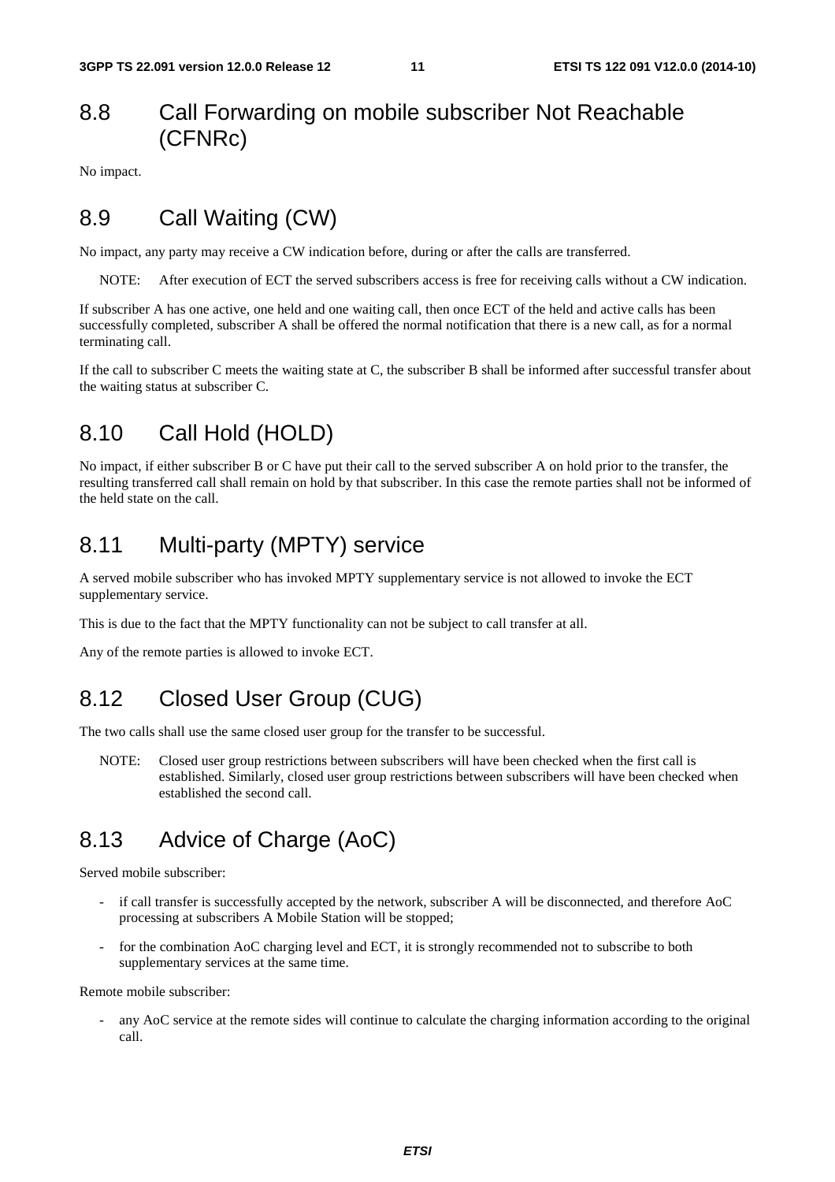## 8.8 Call Forwarding on mobile subscriber Not Reachable (CFNRc)

No impact.

## 8.9 Call Waiting (CW)

No impact, any party may receive a CW indication before, during or after the calls are transferred.

NOTE: After execution of ECT the served subscribers access is free for receiving calls without a CW indication.

If subscriber A has one active, one held and one waiting call, then once ECT of the held and active calls has been successfully completed, subscriber A shall be offered the normal notification that there is a new call, as for a normal terminating call.

If the call to subscriber C meets the waiting state at C, the subscriber B shall be informed after successful transfer about the waiting status at subscriber C.

## 8.10 Call Hold (HOLD)

No impact, if either subscriber B or C have put their call to the served subscriber A on hold prior to the transfer, the resulting transferred call shall remain on hold by that subscriber. In this case the remote parties shall not be informed of the held state on the call.

## 8.11 Multi-party (MPTY) service

A served mobile subscriber who has invoked MPTY supplementary service is not allowed to invoke the ECT supplementary service.

This is due to the fact that the MPTY functionality can not be subject to call transfer at all.

Any of the remote parties is allowed to invoke ECT.

## 8.12 Closed User Group (CUG)

The two calls shall use the same closed user group for the transfer to be successful.

NOTE: Closed user group restrictions between subscribers will have been checked when the first call is established. Similarly, closed user group restrictions between subscribers will have been checked when established the second call.

## 8.13 Advice of Charge (AoC)

Served mobile subscriber:

- if call transfer is successfully accepted by the network, subscriber A will be disconnected, and therefore AoC processing at subscribers A Mobile Station will be stopped;
- for the combination AoC charging level and ECT, it is strongly recommended not to subscribe to both supplementary services at the same time.

Remote mobile subscriber:

- any AoC service at the remote sides will continue to calculate the charging information according to the original call.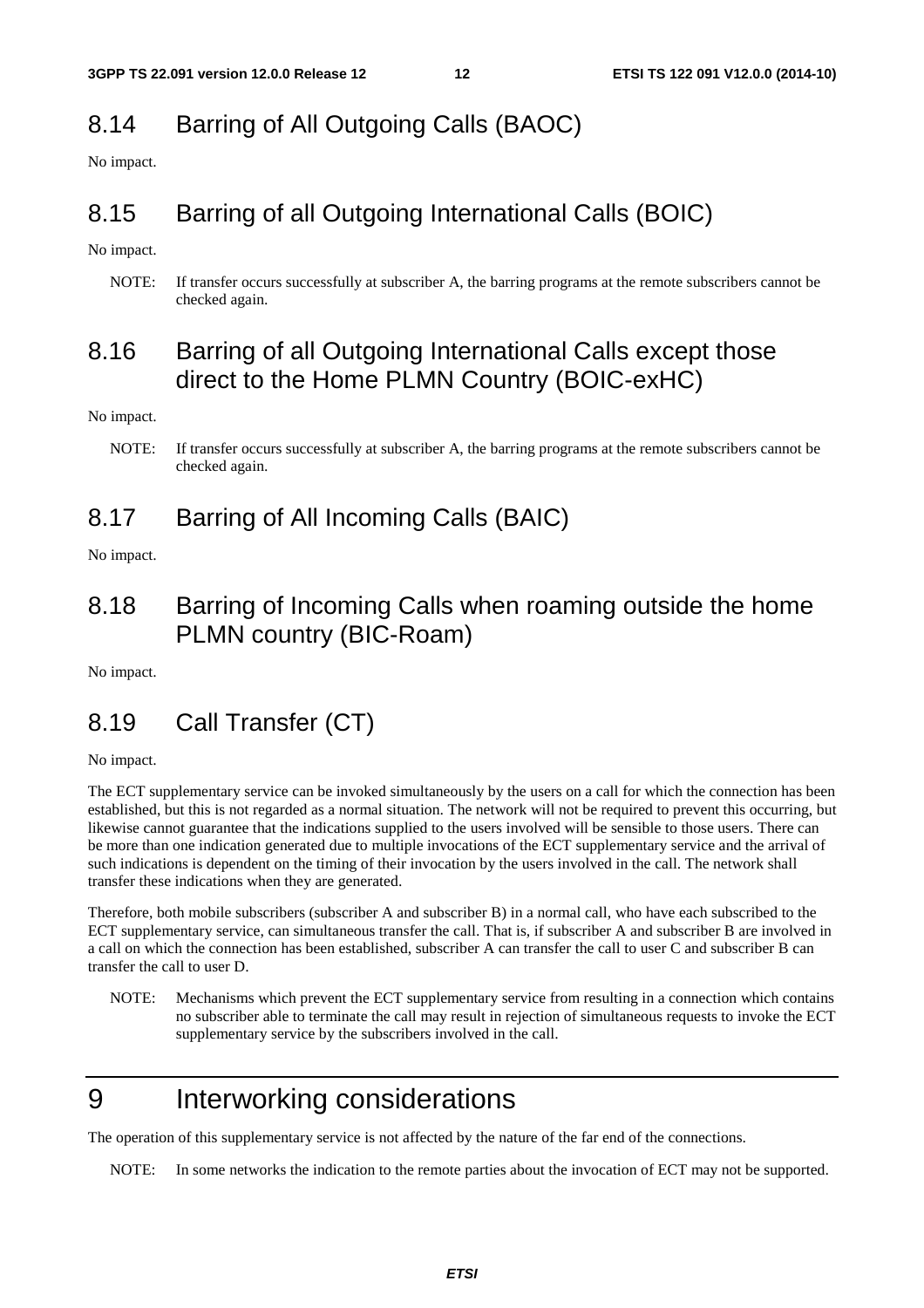## 8.14 Barring of All Outgoing Calls (BAOC)

No impact.

## 8.15 Barring of all Outgoing International Calls (BOIC)

No impact.

NOTE: If transfer occurs successfully at subscriber A, the barring programs at the remote subscribers cannot be checked again.

## 8.16 Barring of all Outgoing International Calls except those direct to the Home PLMN Country (BOIC-exHC)

No impact.

NOTE: If transfer occurs successfully at subscriber A, the barring programs at the remote subscribers cannot be checked again.

## 8.17 Barring of All Incoming Calls (BAIC)

No impact.

## 8.18 Barring of Incoming Calls when roaming outside the home PLMN country (BIC-Roam)

No impact.

## 8.19 Call Transfer (CT)

No impact.

The ECT supplementary service can be invoked simultaneously by the users on a call for which the connection has been established, but this is not regarded as a normal situation. The network will not be required to prevent this occurring, but likewise cannot guarantee that the indications supplied to the users involved will be sensible to those users. There can be more than one indication generated due to multiple invocations of the ECT supplementary service and the arrival of such indications is dependent on the timing of their invocation by the users involved in the call. The network shall transfer these indications when they are generated.

Therefore, both mobile subscribers (subscriber A and subscriber B) in a normal call, who have each subscribed to the ECT supplementary service, can simultaneous transfer the call. That is, if subscriber A and subscriber B are involved in a call on which the connection has been established, subscriber A can transfer the call to user C and subscriber B can transfer the call to user D.

NOTE: Mechanisms which prevent the ECT supplementary service from resulting in a connection which contains no subscriber able to terminate the call may result in rejection of simultaneous requests to invoke the ECT supplementary service by the subscribers involved in the call.

# 9 Interworking considerations

The operation of this supplementary service is not affected by the nature of the far end of the connections.

NOTE: In some networks the indication to the remote parties about the invocation of ECT may not be supported.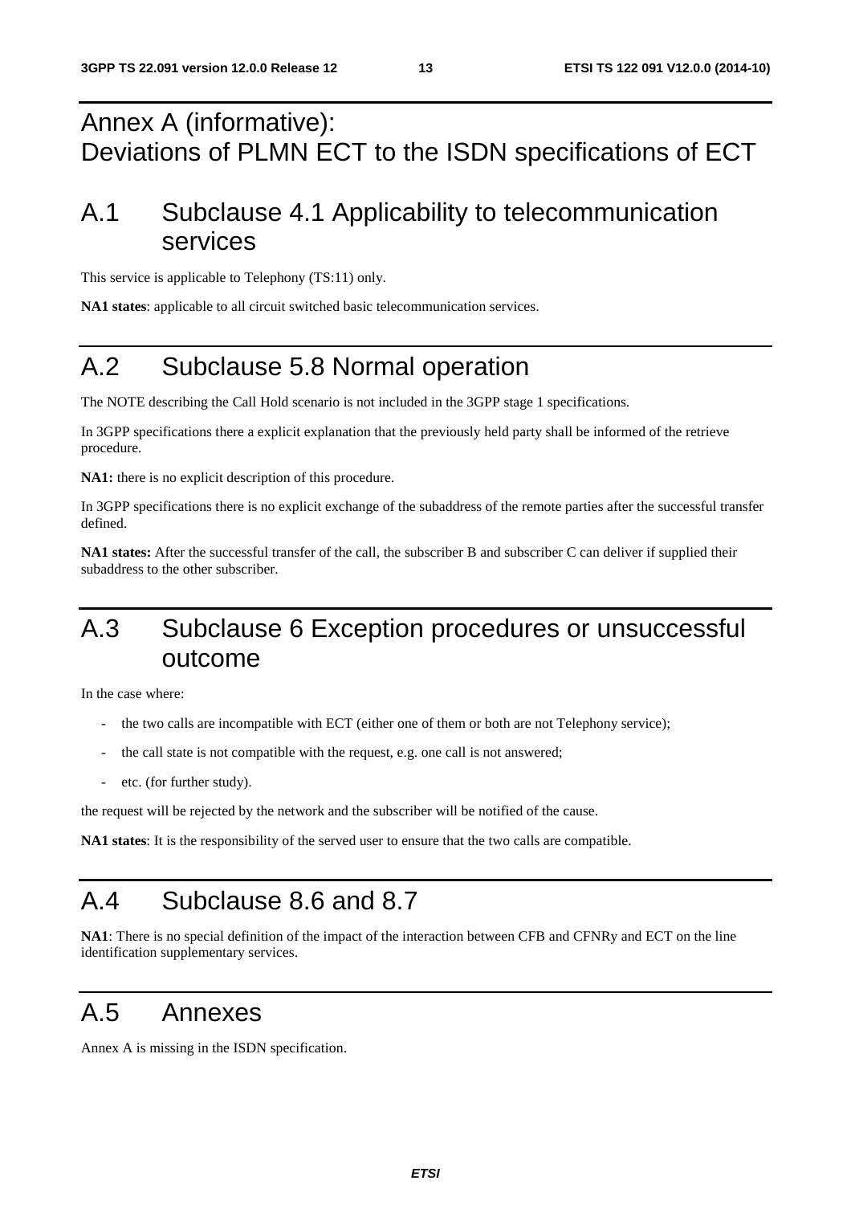# Annex A (informative): Deviations of PLMN ECT to the ISDN specifications of ECT

## A.1 Subclause 4.1 Applicability to telecommunication services

This service is applicable to Telephony (TS:11) only.

**NA1 states**: applicable to all circuit switched basic telecommunication services.

## A.2 Subclause 5.8 Normal operation

The NOTE describing the Call Hold scenario is not included in the 3GPP stage 1 specifications.

In 3GPP specifications there a explicit explanation that the previously held party shall be informed of the retrieve procedure.

**NA1:** there is no explicit description of this procedure.

In 3GPP specifications there is no explicit exchange of the subaddress of the remote parties after the successful transfer defined.

**NA1 states:** After the successful transfer of the call, the subscriber B and subscriber C can deliver if supplied their subaddress to the other subscriber.

## A.3 Subclause 6 Exception procedures or unsuccessful outcome

In the case where:

- the two calls are incompatible with ECT (either one of them or both are not Telephony service);
- the call state is not compatible with the request, e.g. one call is not answered;
- etc. (for further study).

the request will be rejected by the network and the subscriber will be notified of the cause.

**NA1 states**: It is the responsibility of the served user to ensure that the two calls are compatible.

## A.4 Subclause 8.6 and 8.7

**NA1**: There is no special definition of the impact of the interaction between CFB and CFNRy and ECT on the line identification supplementary services.

## A.5 Annexes

Annex A is missing in the ISDN specification.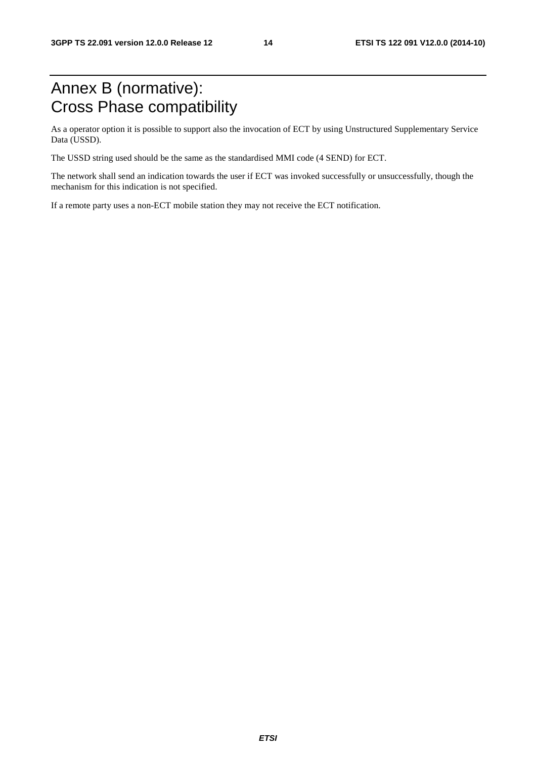# Annex B (normative): Cross Phase compatibility

As a operator option it is possible to support also the invocation of ECT by using Unstructured Supplementary Service Data (USSD).

The USSD string used should be the same as the standardised MMI code (4 SEND) for ECT.

The network shall send an indication towards the user if ECT was invoked successfully or unsuccessfully, though the mechanism for this indication is not specified.

If a remote party uses a non-ECT mobile station they may not receive the ECT notification.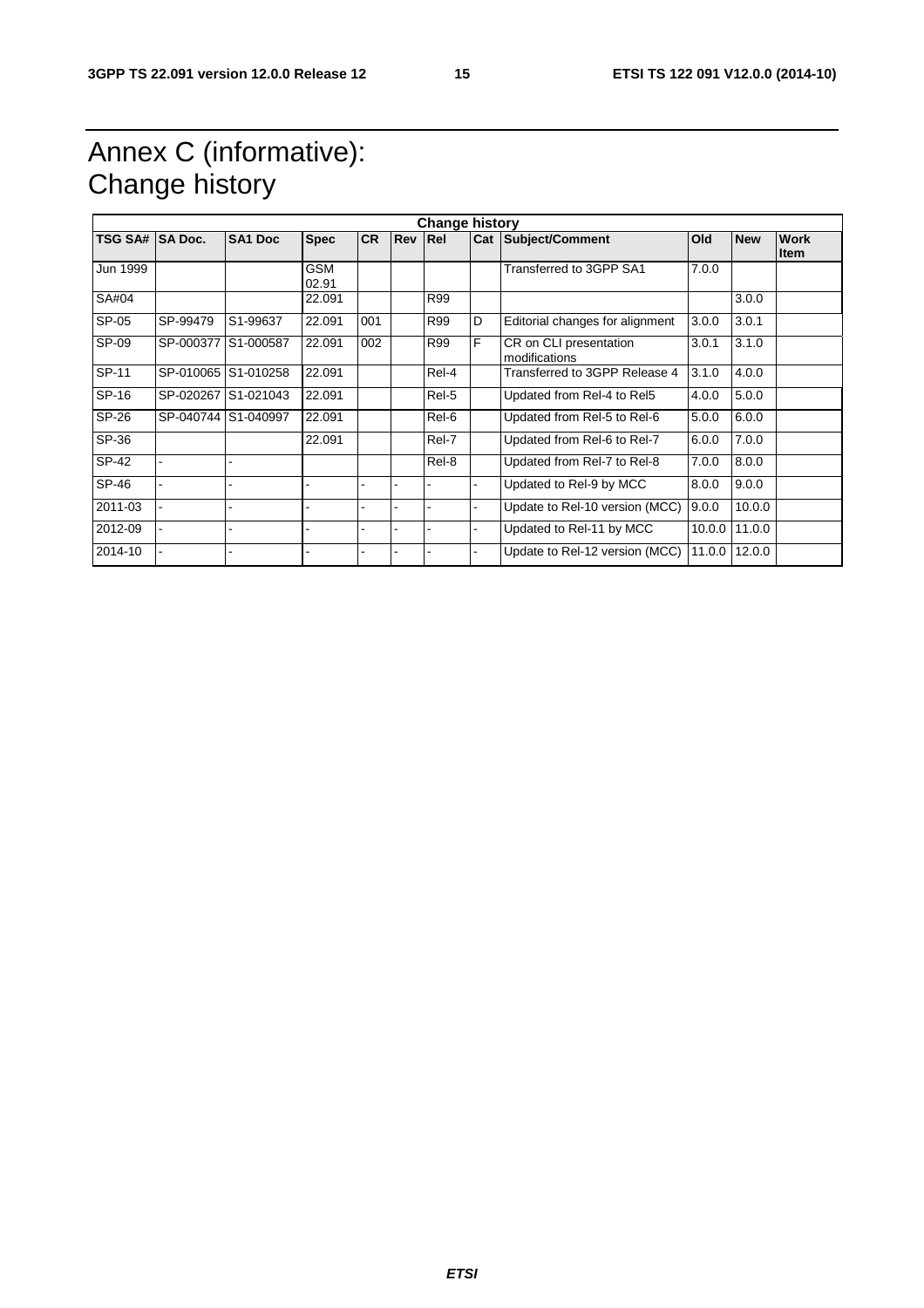# Annex C (informative): Change history

| Change history | | | | | | | | | | | |
|---|---|---|---|---|---|---|---|---|---|---|---|
| **TSG SA#** | **SA Doc.** | **SA1 Doc** | **Spec** | **CR** | **Rev** | **Rel** | **Cat** | **Subject/Comment** | **Old** | **New** | **Work Item** |
| Jun 1999 | | | GSM 02.91 | | | | | Transferred to 3GPP SA1 | 7.0.0 | | |
| SA#04 | | | 22.091 | | | R99 | | | | 3.0.0 | |
| SP-05 | SP-99479 | S1-99637 | 22.091 | 001 | | R99 | D | Editorial changes for alignment | 3.0.0 | 3.0.1 | |
| SP-09 | SP-000377 | S1-000587 | 22.091 | 002 | | R99 | F | CR on CLI presentation modifications | 3.0.1 | 3.1.0 | |
| SP-11 | SP-010065 | S1-010258 | 22.091 | | | Rel-4 | | Transferred to 3GPP Release 4 | 3.1.0 | 4.0.0 | |
| SP-16 | SP-020267 | S1-021043 | 22.091 | | | Rel-5 | | Updated from Rel-4 to Rel5 | 4.0.0 | 5.0.0 | |
| SP-26 | SP-040744 | S1-040997 | 22.091 | | | Rel-6 | | Updated from Rel-5 to Rel-6 | 5.0.0 | 6.0.0 | |
| SP-36 | | | 22.091 | | | Rel-7 | | Updated from Rel-6 to Rel-7 | 6.0.0 | 7.0.0 | |
| SP-42 | - | - | | | | Rel-8 | | Updated from Rel-7 to Rel-8 | 7.0.0 | 8.0.0 | |
| SP-46 | - | - | - | - | - | - | - | Updated to Rel-9 by MCC | 8.0.0 | 9.0.0 | |
| 2011-03 | - | - | - | - | - | - | - | Update to Rel-10 version (MCC) | 9.0.0 | 10.0.0 | |
| 2012-09 | - | - | - | - | - | - | - | Updated to Rel-11 by MCC | 10.0.0 | 11.0.0 | |
| 2014-10 | - | - | - | - | - | - | - | Update to Rel-12 version (MCC) | 11.0.0 | 12.0.0 | |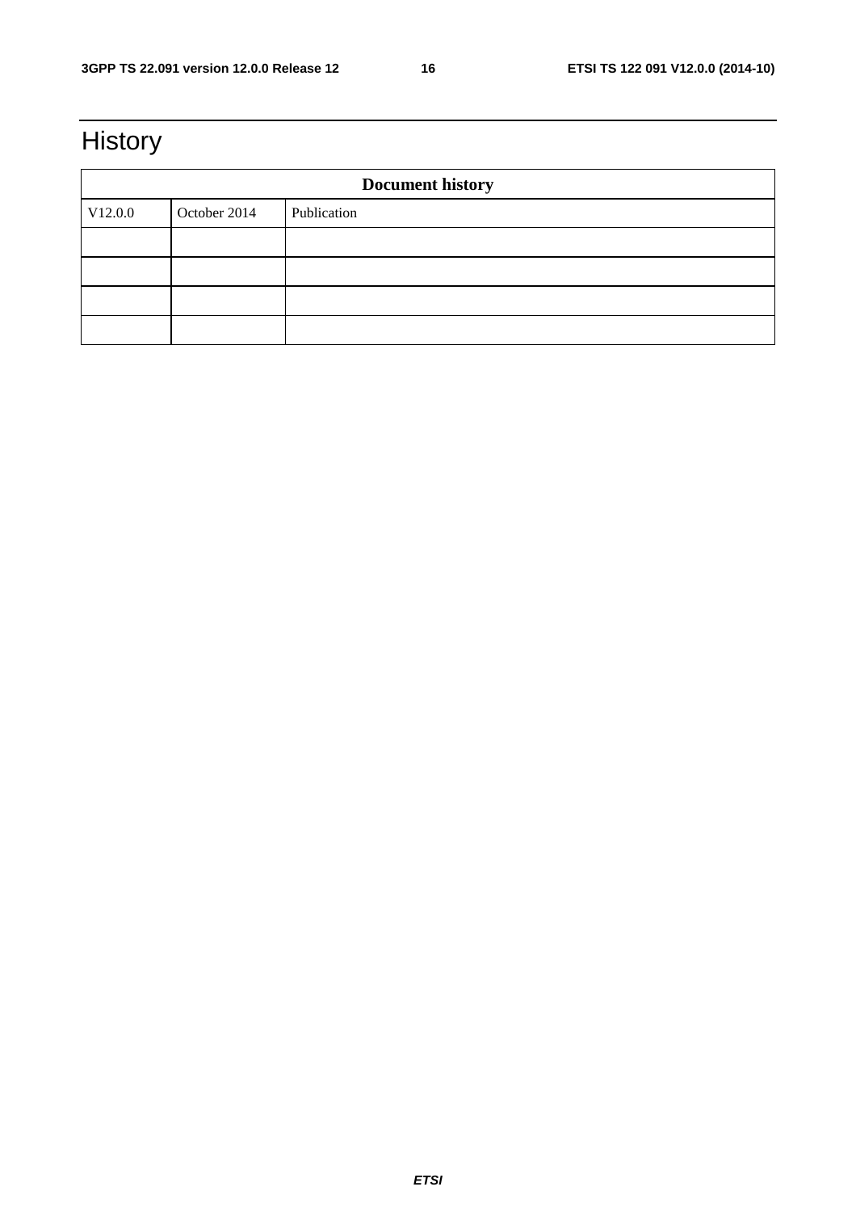# History

| Document history | | |
|---|---|---|
| V12.0.0 | October 2014 | Publication |
| | | |
| | | |
| | | |
| | | |